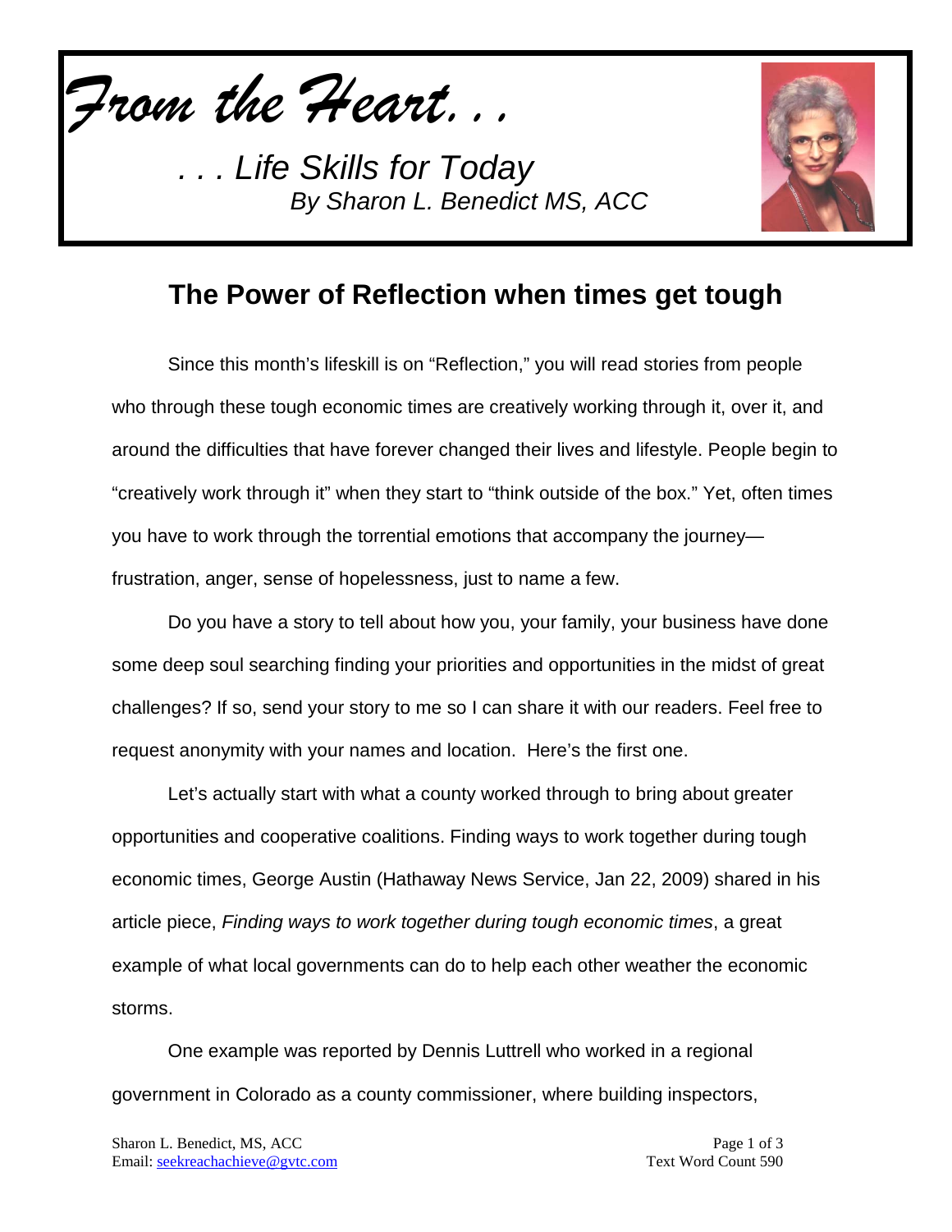*From the Heart. . .*

*. . . Life Skills for Today*
*By Sharon L. Benedict MS, ACC*

## The Power of Reflection when times get tough

Since this month's lifeskill is on "Reflection," you will read stories from people who through these tough economic times are creatively working through it, over it, and around the difficulties that have forever changed their lives and lifestyle. People begin to "creatively work through it" when they start to "think outside of the box." Yet, often times you have to work through the torrential emotions that accompany the journey—frustration, anger, sense of hopelessness, just to name a few.

Do you have a story to tell about how you, your family, your business have done some deep soul searching finding your priorities and opportunities in the midst of great challenges? If so, send your story to me so I can share it with our readers. Feel free to request anonymity with your names and location. Here's the first one.

Let's actually start with what a county worked through to bring about greater opportunities and cooperative coalitions. Finding ways to work together during tough economic times, George Austin (Hathaway News Service, Jan 22, 2009) shared in his article piece, *Finding ways to work together during tough economic times*, a great example of what local governments can do to help each other weather the economic storms.

One example was reported by Dennis Luttrell who worked in a regional government in Colorado as a county commissioner, where building inspectors,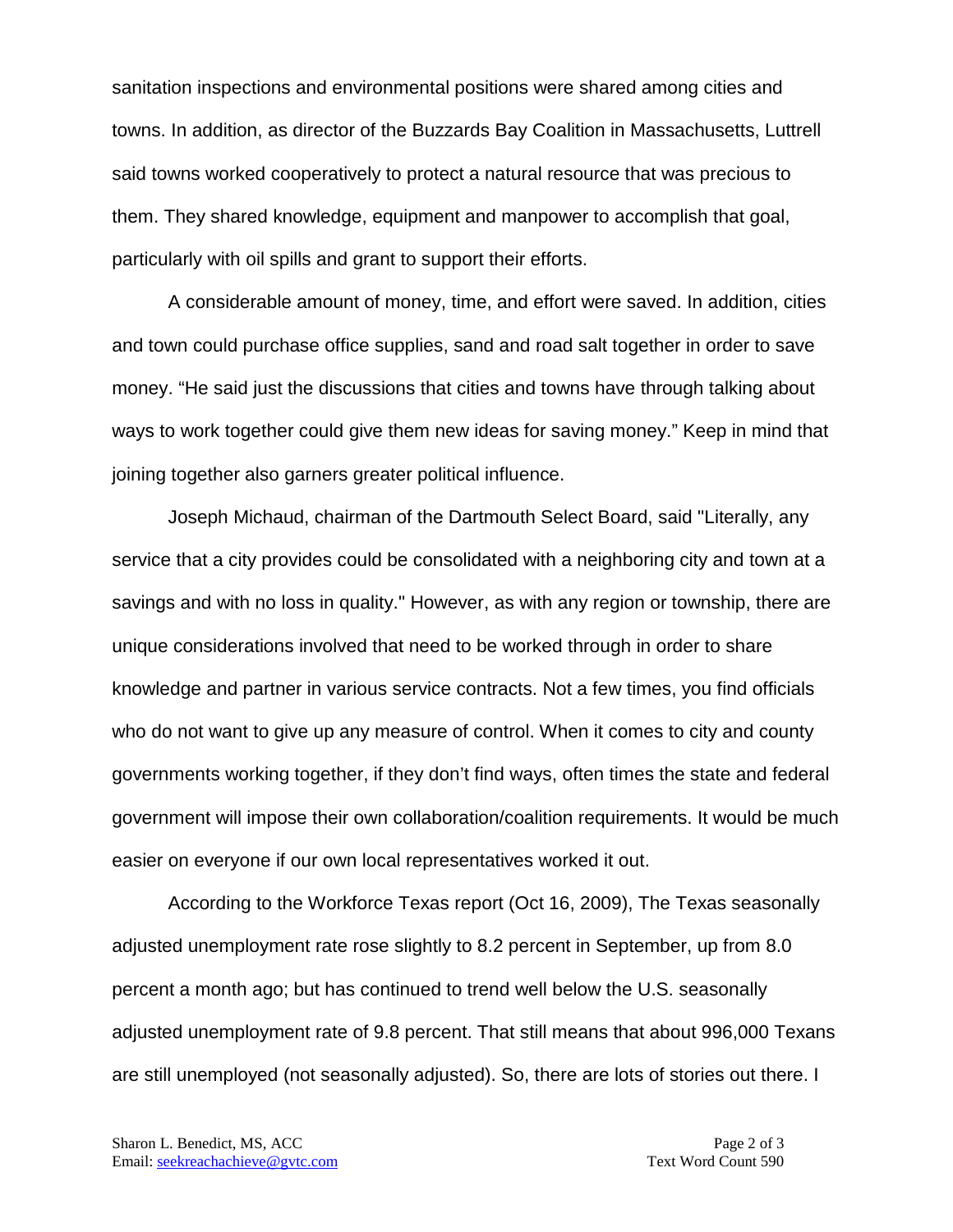sanitation inspections and environmental positions were shared among cities and towns. In addition, as director of the Buzzards Bay Coalition in Massachusetts, Luttrell said towns worked cooperatively to protect a natural resource that was precious to them. They shared knowledge, equipment and manpower to accomplish that goal, particularly with oil spills and grant to support their efforts.

A considerable amount of money, time, and effort were saved. In addition, cities and town could purchase office supplies, sand and road salt together in order to save money. "He said just the discussions that cities and towns have through talking about ways to work together could give them new ideas for saving money." Keep in mind that joining together also garners greater political influence.

Joseph Michaud, chairman of the Dartmouth Select Board, said "Literally, any service that a city provides could be consolidated with a neighboring city and town at a savings and with no loss in quality." However, as with any region or township, there are unique considerations involved that need to be worked through in order to share knowledge and partner in various service contracts. Not a few times, you find officials who do not want to give up any measure of control. When it comes to city and county governments working together, if they don't find ways, often times the state and federal government will impose their own collaboration/coalition requirements. It would be much easier on everyone if our own local representatives worked it out.

According to the Workforce Texas report (Oct 16, 2009), The Texas seasonally adjusted unemployment rate rose slightly to 8.2 percent in September, up from 8.0 percent a month ago; but has continued to trend well below the U.S. seasonally adjusted unemployment rate of 9.8 percent. That still means that about 996,000 Texans are still unemployed (not seasonally adjusted). So, there are lots of stories out there. I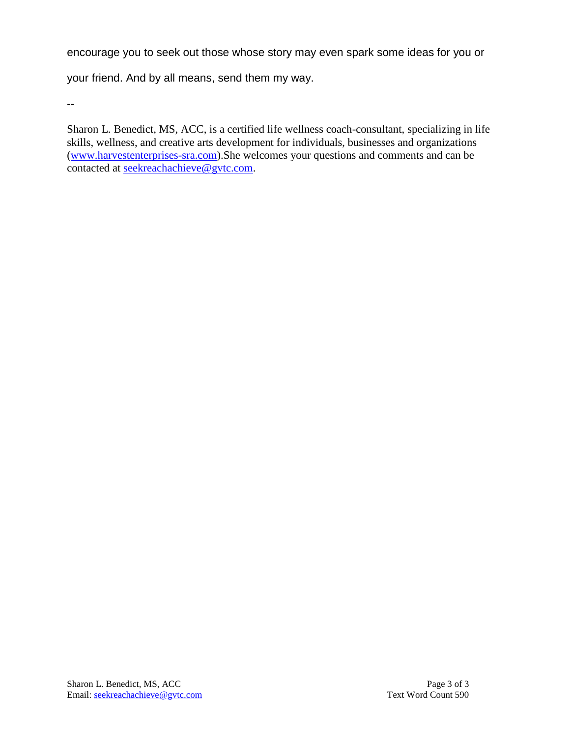encourage you to seek out those whose story may even spark some ideas for you or your friend. And by all means, send them my way.

--

Sharon L. Benedict, MS, ACC, is a certified life wellness coach-consultant, specializing in life skills, wellness, and creative arts development for individuals, businesses and organizations (www.harvestenterprises-sra.com).She welcomes your questions and comments and can be contacted at seekreachachieve@gvtc.com.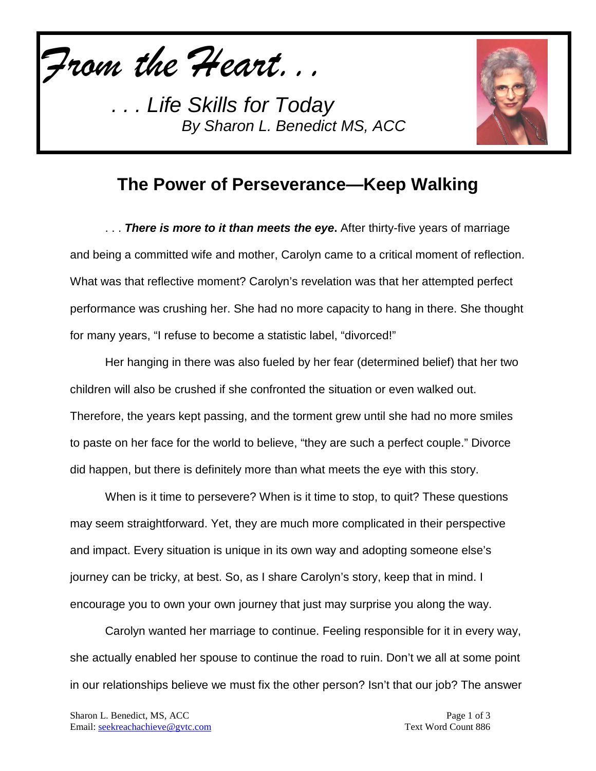*From the Heart...*

*. . . Life Skills for Today*
*By Sharon L. Benedict MS, ACC*

## The Power of Perseverance—Keep Walking

. . . ***There is more to it than meets the eye***. After thirty-five years of marriage and being a committed wife and mother, Carolyn came to a critical moment of reflection. What was that reflective moment? Carolyn's revelation was that her attempted perfect performance was crushing her. She had no more capacity to hang in there. She thought for many years, "I refuse to become a statistic label, "divorced!"

Her hanging in there was also fueled by her fear (determined belief) that her two children will also be crushed if she confronted the situation or even walked out. Therefore, the years kept passing, and the torment grew until she had no more smiles to paste on her face for the world to believe, "they are such a perfect couple." Divorce did happen, but there is definitely more than what meets the eye with this story.

When is it time to persevere? When is it time to stop, to quit? These questions may seem straightforward. Yet, they are much more complicated in their perspective and impact. Every situation is unique in its own way and adopting someone else's journey can be tricky, at best. So, as I share Carolyn's story, keep that in mind. I encourage you to own your own journey that just may surprise you along the way.

Carolyn wanted her marriage to continue. Feeling responsible for it in every way, she actually enabled her spouse to continue the road to ruin. Don't we all at some point in our relationships believe we must fix the other person? Isn't that our job? The answer

Sharon L. Benedict, MS, ACC
Email: seekreachachieve@gvtc.com

Text Word Count 886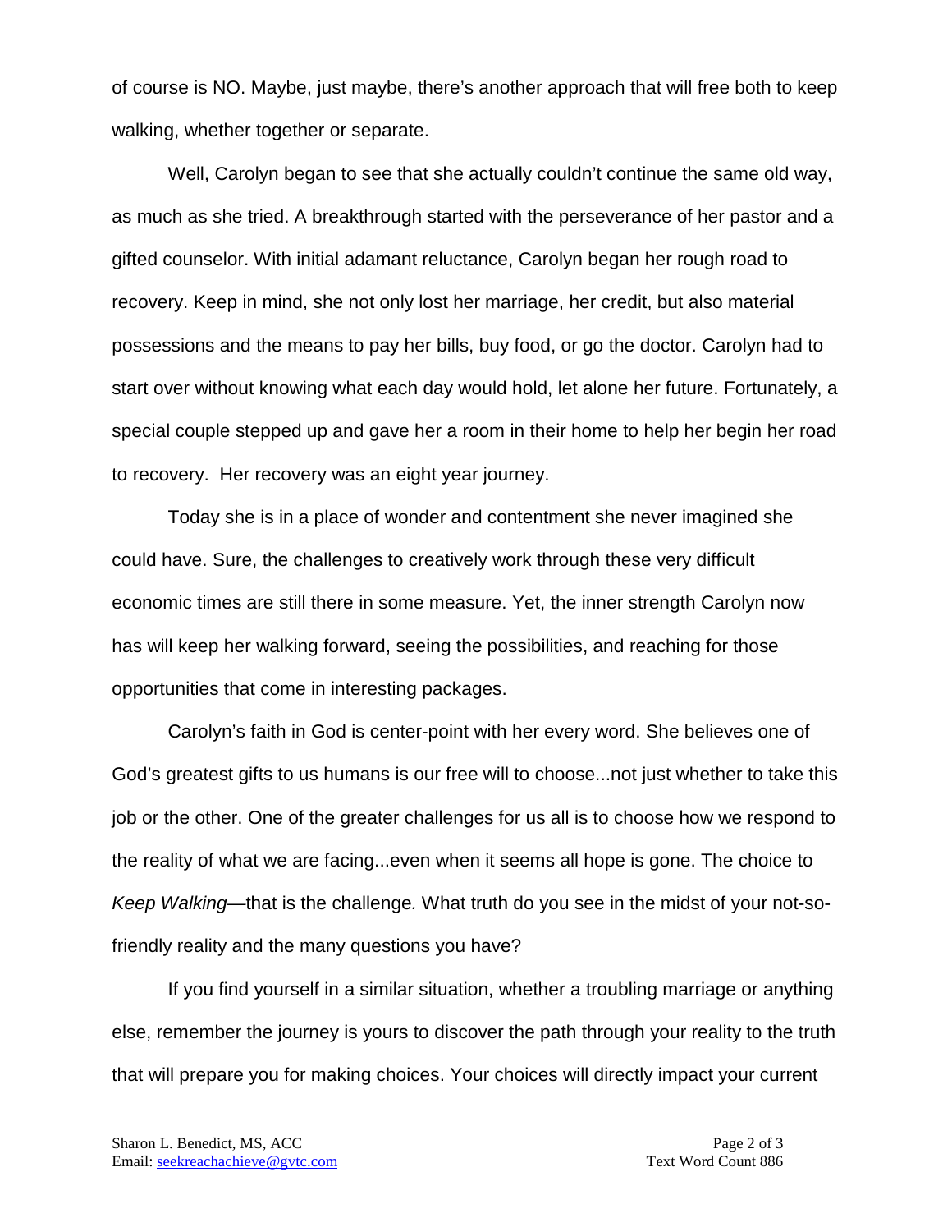of course is NO. Maybe, just maybe, there's another approach that will free both to keep walking, whether together or separate.

Well, Carolyn began to see that she actually couldn't continue the same old way, as much as she tried. A breakthrough started with the perseverance of her pastor and a gifted counselor. With initial adamant reluctance, Carolyn began her rough road to recovery. Keep in mind, she not only lost her marriage, her credit, but also material possessions and the means to pay her bills, buy food, or go the doctor. Carolyn had to start over without knowing what each day would hold, let alone her future. Fortunately, a special couple stepped up and gave her a room in their home to help her begin her road to recovery. Her recovery was an eight year journey.

Today she is in a place of wonder and contentment she never imagined she could have. Sure, the challenges to creatively work through these very difficult economic times are still there in some measure. Yet, the inner strength Carolyn now has will keep her walking forward, seeing the possibilities, and reaching for those opportunities that come in interesting packages.

Carolyn's faith in God is center-point with her every word. She believes one of God's greatest gifts to us humans is our free will to choose...not just whether to take this job or the other. One of the greater challenges for us all is to choose how we respond to the reality of what we are facing...even when it seems all hope is gone. The choice to *Keep Walking*—that is the challenge. What truth do you see in the midst of your not-so-friendly reality and the many questions you have?

If you find yourself in a similar situation, whether a troubling marriage or anything else, remember the journey is yours to discover the path through your reality to the truth that will prepare you for making choices. Your choices will directly impact your current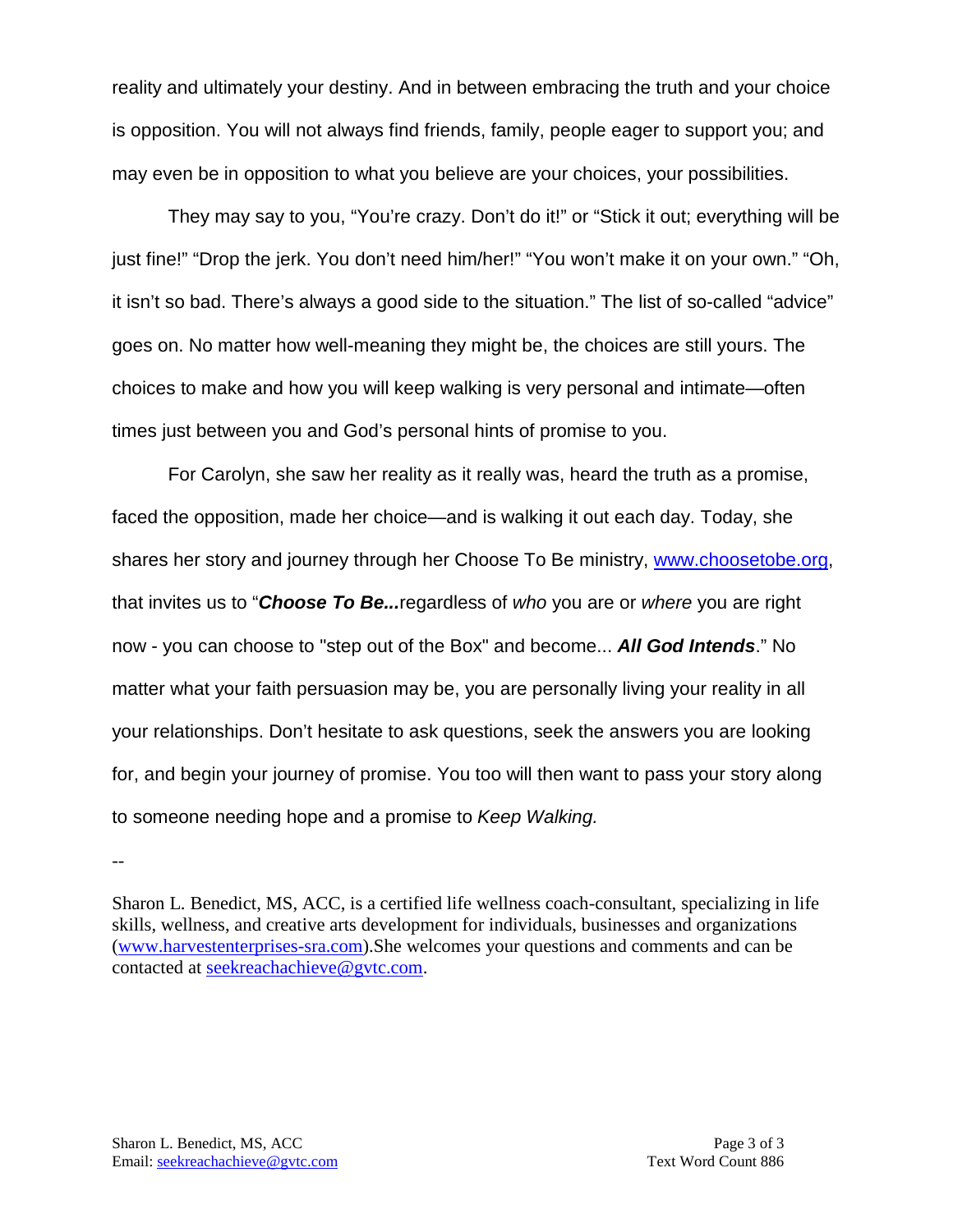reality and ultimately your destiny. And in between embracing the truth and your choice is opposition. You will not always find friends, family, people eager to support you; and may even be in opposition to what you believe are your choices, your possibilities.

They may say to you, "You're crazy. Don't do it!" or "Stick it out; everything will be just fine!" "Drop the jerk. You don't need him/her!" "You won't make it on your own." "Oh, it isn't so bad. There's always a good side to the situation." The list of so-called "advice" goes on. No matter how well-meaning they might be, the choices are still yours. The choices to make and how you will keep walking is very personal and intimate—often times just between you and God's personal hints of promise to you.

For Carolyn, she saw her reality as it really was, heard the truth as a promise, faced the opposition, made her choice—and is walking it out each day. Today, she shares her story and journey through her Choose To Be ministry, [www.choosetobe.org](www.choosetobe.org), that invites us to "***Choose To Be...***regardless of *who* you are or *where* you are right now - you can choose to "step out of the Box" and become... ***All God Intends***." No matter what your faith persuasion may be, you are personally living your reality in all your relationships. Don't hesitate to ask questions, seek the answers you are looking for, and begin your journey of promise. You too will then want to pass your story along to someone needing hope and a promise to *Keep Walking.*

--

Sharon L. Benedict, MS, ACC, is a certified life wellness coach-consultant, specializing in life skills, wellness, and creative arts development for individuals, businesses and organizations ([www.harvestenterprises-sra.com](www.harvestenterprises-sra.com)).She welcomes your questions and comments and can be contacted at [seekreachachieve@gvtc.com](mailto:seekreachachieve@gvtc.com).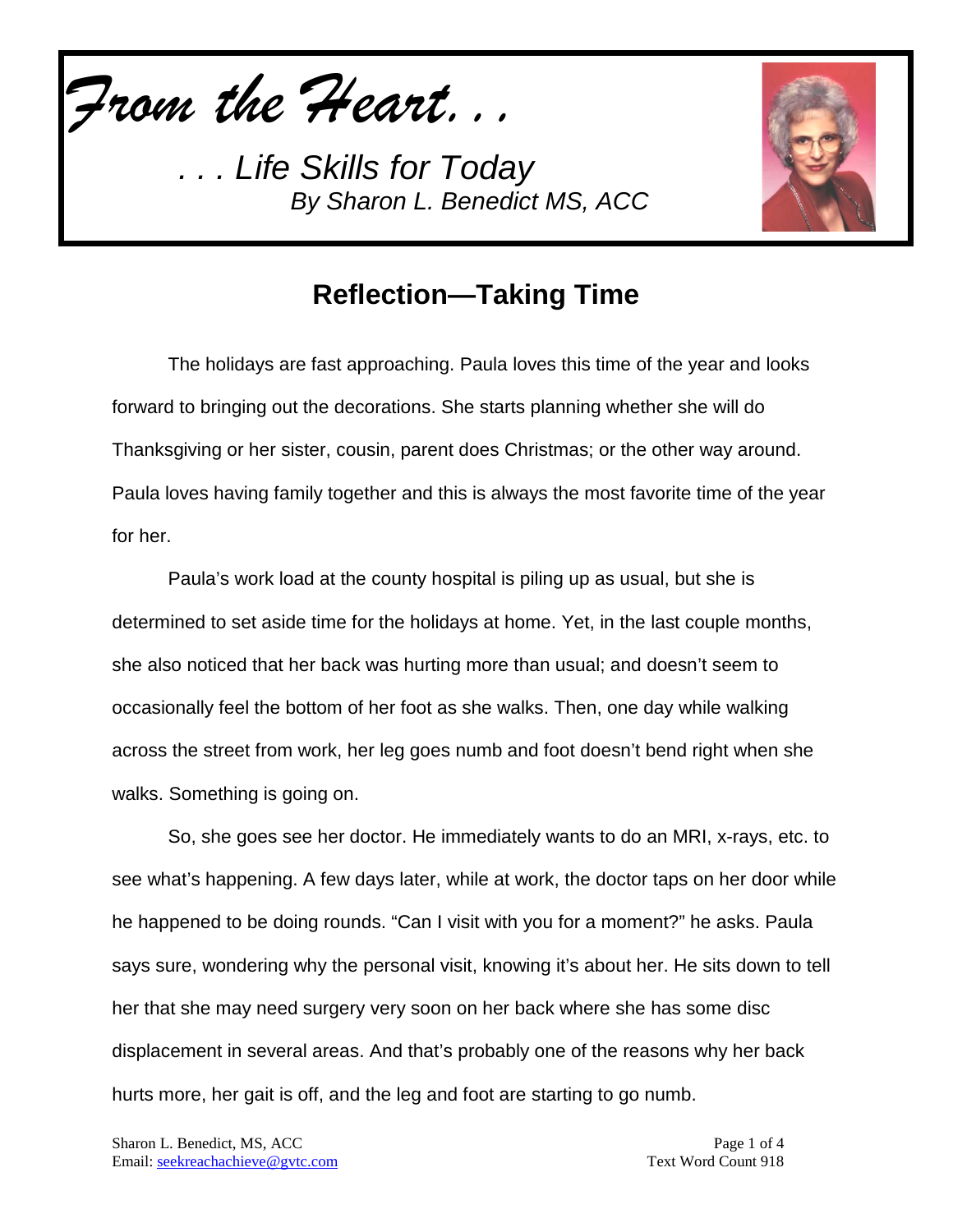*From the Heart. . .*

*. . . Life Skills for Today*
*By Sharon L. Benedict MS, ACC*

## Reflection—Taking Time

The holidays are fast approaching. Paula loves this time of the year and looks forward to bringing out the decorations. She starts planning whether she will do Thanksgiving or her sister, cousin, parent does Christmas; or the other way around. Paula loves having family together and this is always the most favorite time of the year for her.

Paula's work load at the county hospital is piling up as usual, but she is determined to set aside time for the holidays at home. Yet, in the last couple months, she also noticed that her back was hurting more than usual; and doesn't seem to occasionally feel the bottom of her foot as she walks. Then, one day while walking across the street from work, her leg goes numb and foot doesn't bend right when she walks. Something is going on.

So, she goes see her doctor. He immediately wants to do an MRI, x-rays, etc. to see what's happening. A few days later, while at work, the doctor taps on her door while he happened to be doing rounds. "Can I visit with you for a moment?" he asks. Paula says sure, wondering why the personal visit, knowing it's about her. He sits down to tell her that she may need surgery very soon on her back where she has some disc displacement in several areas. And that's probably one of the reasons why her back hurts more, her gait is off, and the leg and foot are starting to go numb.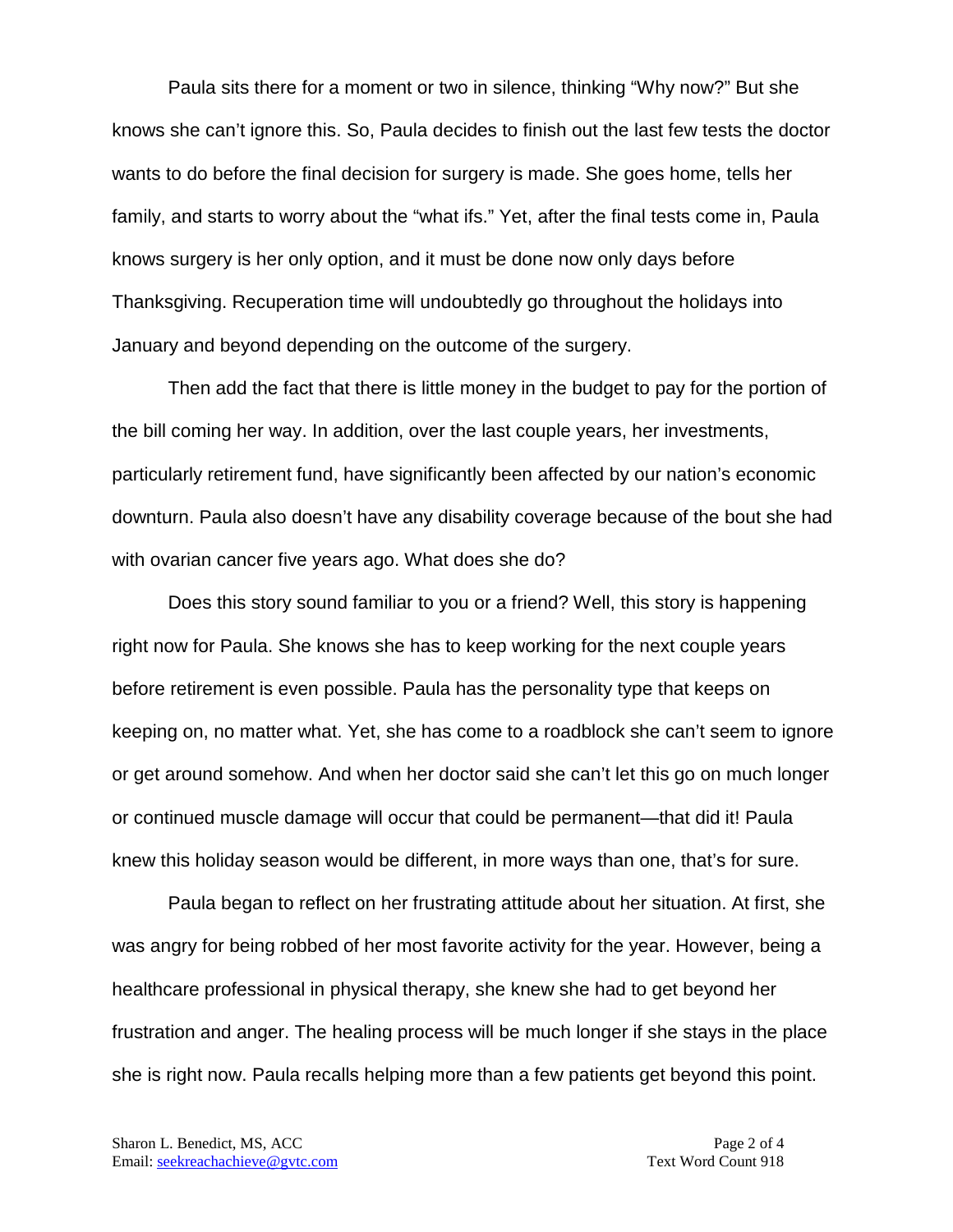Paula sits there for a moment or two in silence, thinking "Why now?" But she knows she can't ignore this. So, Paula decides to finish out the last few tests the doctor wants to do before the final decision for surgery is made. She goes home, tells her family, and starts to worry about the "what ifs." Yet, after the final tests come in, Paula knows surgery is her only option, and it must be done now only days before Thanksgiving. Recuperation time will undoubtedly go throughout the holidays into January and beyond depending on the outcome of the surgery.

Then add the fact that there is little money in the budget to pay for the portion of the bill coming her way. In addition, over the last couple years, her investments, particularly retirement fund, have significantly been affected by our nation's economic downturn. Paula also doesn't have any disability coverage because of the bout she had with ovarian cancer five years ago. What does she do?

Does this story sound familiar to you or a friend? Well, this story is happening right now for Paula. She knows she has to keep working for the next couple years before retirement is even possible. Paula has the personality type that keeps on keeping on, no matter what. Yet, she has come to a roadblock she can't seem to ignore or get around somehow. And when her doctor said she can't let this go on much longer or continued muscle damage will occur that could be permanent—that did it! Paula knew this holiday season would be different, in more ways than one, that's for sure.

Paula began to reflect on her frustrating attitude about her situation. At first, she was angry for being robbed of her most favorite activity for the year. However, being a healthcare professional in physical therapy, she knew she had to get beyond her frustration and anger. The healing process will be much longer if she stays in the place she is right now. Paula recalls helping more than a few patients get beyond this point.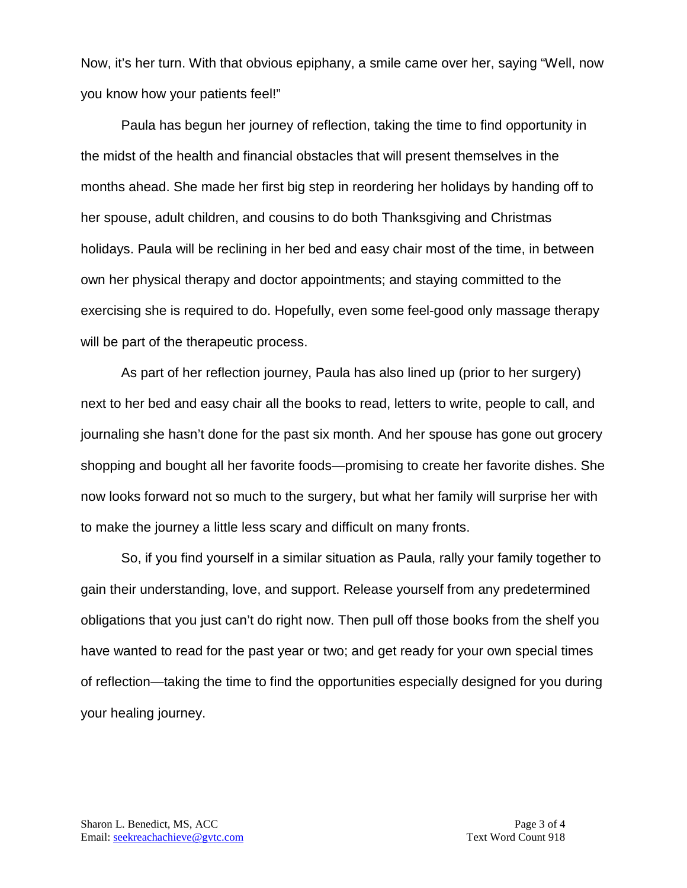Now, it's her turn. With that obvious epiphany, a smile came over her, saying "Well, now you know how your patients feel!"

Paula has begun her journey of reflection, taking the time to find opportunity in the midst of the health and financial obstacles that will present themselves in the months ahead. She made her first big step in reordering her holidays by handing off to her spouse, adult children, and cousins to do both Thanksgiving and Christmas holidays. Paula will be reclining in her bed and easy chair most of the time, in between own her physical therapy and doctor appointments; and staying committed to the exercising she is required to do. Hopefully, even some feel-good only massage therapy will be part of the therapeutic process.

As part of her reflection journey, Paula has also lined up (prior to her surgery) next to her bed and easy chair all the books to read, letters to write, people to call, and journaling she hasn't done for the past six month. And her spouse has gone out grocery shopping and bought all her favorite foods—promising to create her favorite dishes. She now looks forward not so much to the surgery, but what her family will surprise her with to make the journey a little less scary and difficult on many fronts.

So, if you find yourself in a similar situation as Paula, rally your family together to gain their understanding, love, and support. Release yourself from any predetermined obligations that you just can't do right now. Then pull off those books from the shelf you have wanted to read for the past year or two; and get ready for your own special times of reflection—taking the time to find the opportunities especially designed for you during your healing journey.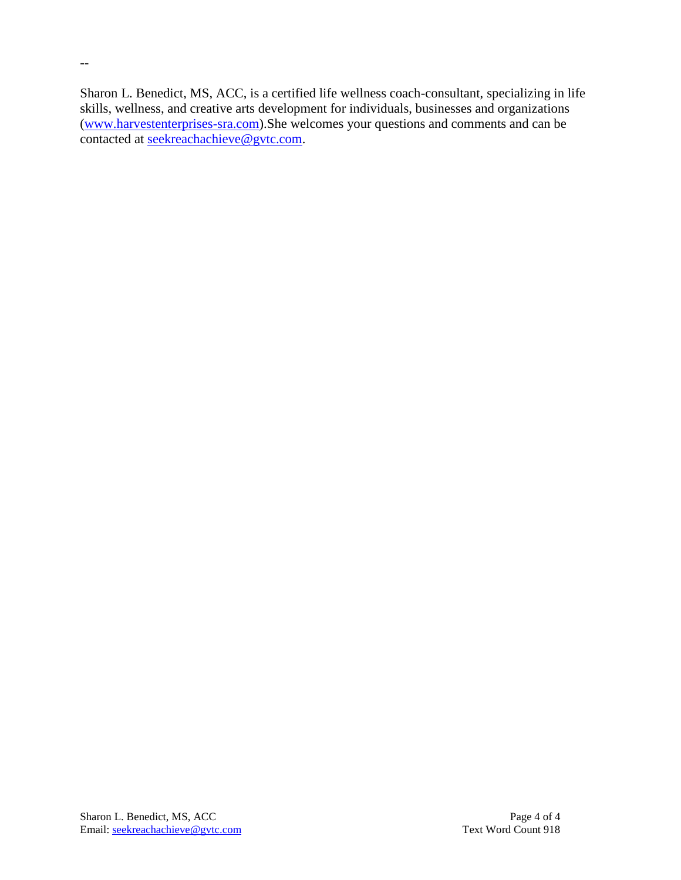--

Sharon L. Benedict, MS, ACC, is a certified life wellness coach-consultant, specializing in life skills, wellness, and creative arts development for individuals, businesses and organizations (www.harvestenterprises-sra.com).She welcomes your questions and comments and can be contacted at seekreachachieve@gvtc.com.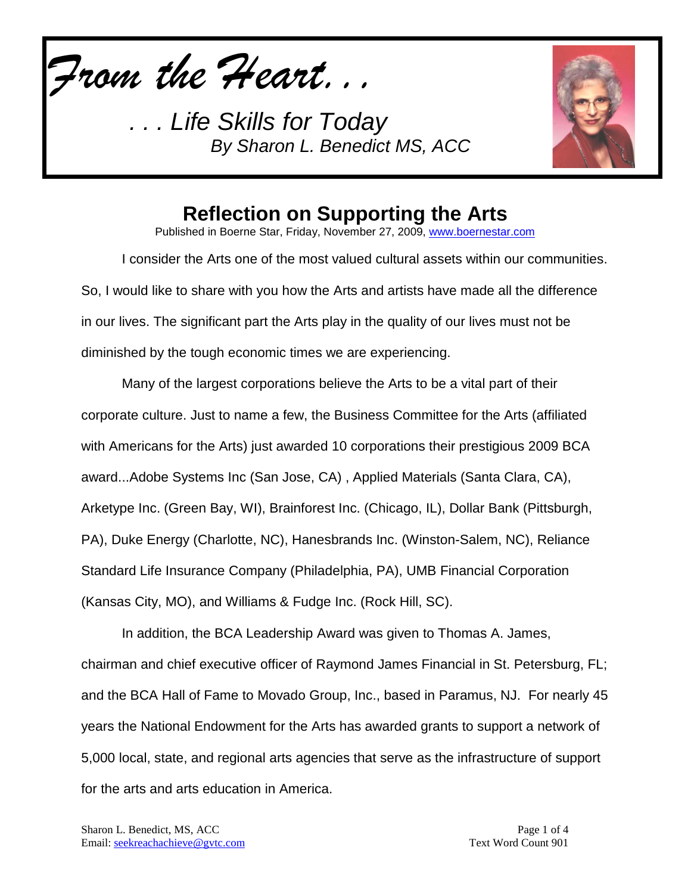*From the Heart...*

*... Life Skills for Today*
*By Sharon L. Benedict MS, ACC*

## Reflection on Supporting the Arts

Published in Boerne Star, Friday, November 27, 2009, www.boernestar.com

I consider the Arts one of the most valued cultural assets within our communities. So, I would like to share with you how the Arts and artists have made all the difference in our lives. The significant part the Arts play in the quality of our lives must not be diminished by the tough economic times we are experiencing.

Many of the largest corporations believe the Arts to be a vital part of their corporate culture. Just to name a few, the Business Committee for the Arts (affiliated with Americans for the Arts) just awarded 10 corporations their prestigious 2009 BCA award...Adobe Systems Inc (San Jose, CA) , Applied Materials (Santa Clara, CA), Arketype Inc. (Green Bay, WI), Brainforest Inc. (Chicago, IL), Dollar Bank (Pittsburgh, PA), Duke Energy (Charlotte, NC), Hanesbrands Inc. (Winston-Salem, NC), Reliance Standard Life Insurance Company (Philadelphia, PA), UMB Financial Corporation (Kansas City, MO), and Williams & Fudge Inc. (Rock Hill, SC).

In addition, the BCA Leadership Award was given to Thomas A. James, chairman and chief executive officer of Raymond James Financial in St. Petersburg, FL; and the BCA Hall of Fame to Movado Group, Inc., based in Paramus, NJ. For nearly 45 years the National Endowment for the Arts has awarded grants to support a network of 5,000 local, state, and regional arts agencies that serve as the infrastructure of support for the arts and arts education in America.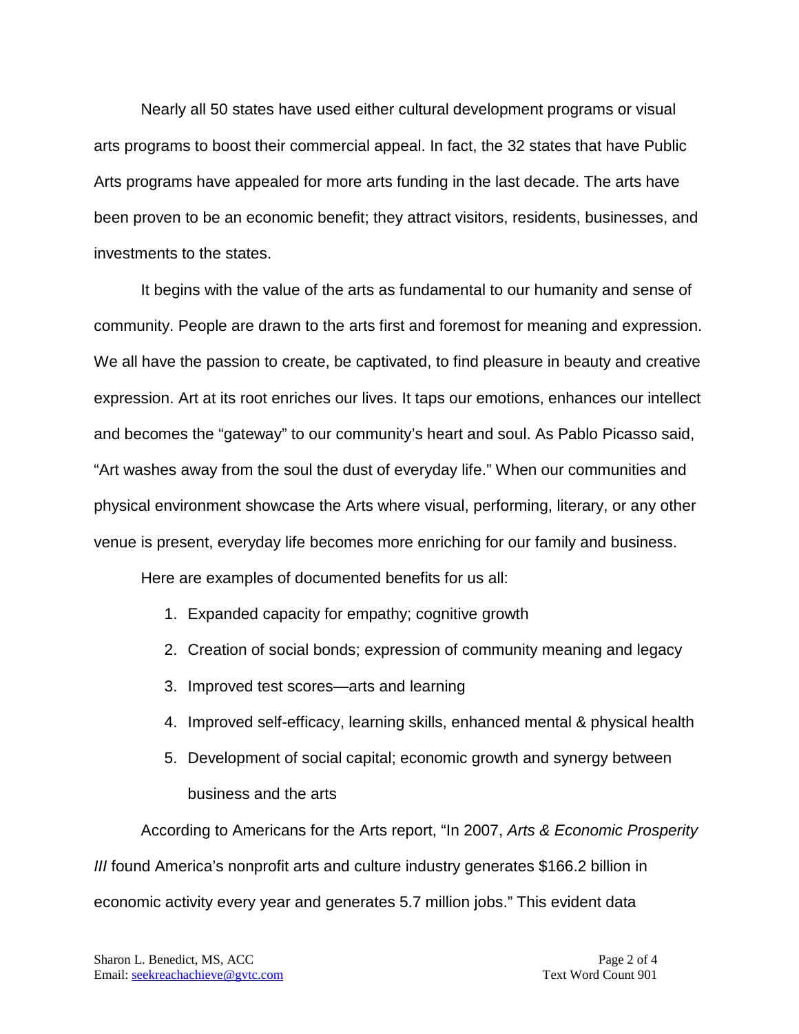Nearly all 50 states have used either cultural development programs or visual arts programs to boost their commercial appeal. In fact, the 32 states that have Public Arts programs have appealed for more arts funding in the last decade. The arts have been proven to be an economic benefit; they attract visitors, residents, businesses, and investments to the states.

It begins with the value of the arts as fundamental to our humanity and sense of community. People are drawn to the arts first and foremost for meaning and expression. We all have the passion to create, be captivated, to find pleasure in beauty and creative expression. Art at its root enriches our lives. It taps our emotions, enhances our intellect and becomes the "gateway" to our community's heart and soul. As Pablo Picasso said, "Art washes away from the soul the dust of everyday life." When our communities and physical environment showcase the Arts where visual, performing, literary, or any other venue is present, everyday life becomes more enriching for our family and business.

Here are examples of documented benefits for us all:

1. Expanded capacity for empathy; cognitive growth
2. Creation of social bonds; expression of community meaning and legacy
3. Improved test scores—arts and learning
4. Improved self-efficacy, learning skills, enhanced mental & physical health
5. Development of social capital; economic growth and synergy between business and the arts

According to Americans for the Arts report, "In 2007, *Arts & Economic Prosperity III* found America's nonprofit arts and culture industry generates $166.2 billion in economic activity every year and generates 5.7 million jobs." This evident data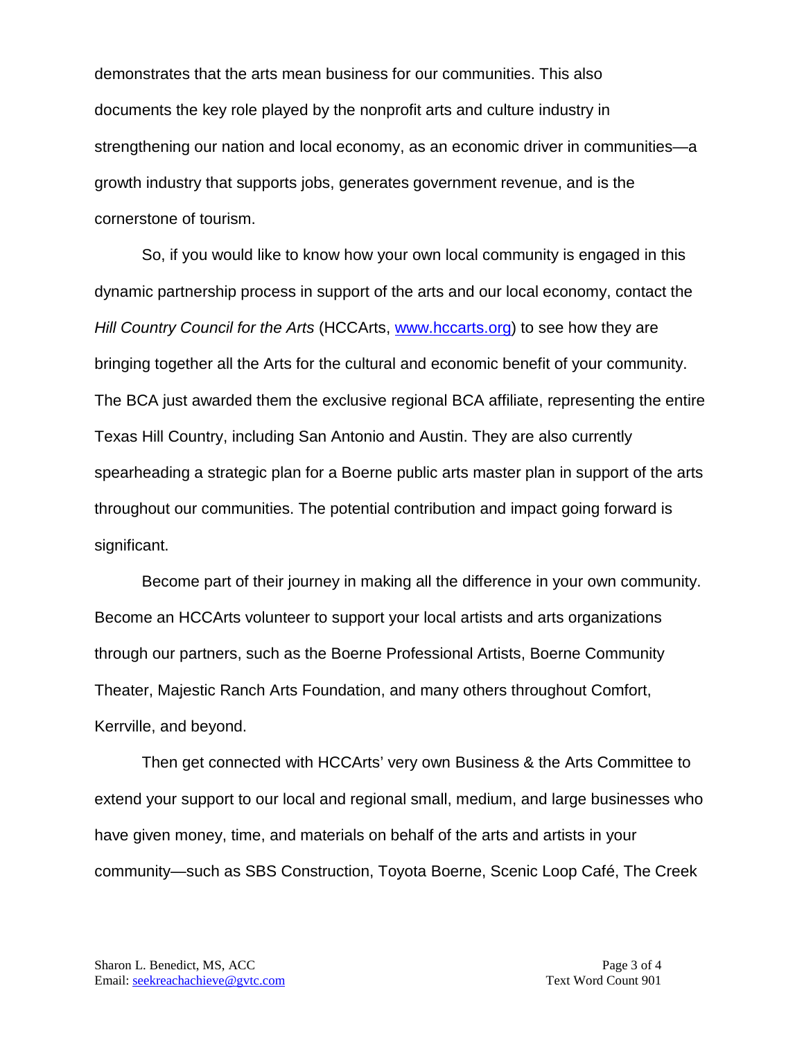demonstrates that the arts mean business for our communities. This also documents the key role played by the nonprofit arts and culture industry in strengthening our nation and local economy, as an economic driver in communities—a growth industry that supports jobs, generates government revenue, and is the cornerstone of tourism.

So, if you would like to know how your own local community is engaged in this dynamic partnership process in support of the arts and our local economy, contact the *Hill Country Council for the Arts* (HCCArts, [www.hccarts.org](http://www.hccarts.org)) to see how they are bringing together all the Arts for the cultural and economic benefit of your community. The BCA just awarded them the exclusive regional BCA affiliate, representing the entire Texas Hill Country, including San Antonio and Austin. They are also currently spearheading a strategic plan for a Boerne public arts master plan in support of the arts throughout our communities. The potential contribution and impact going forward is significant.

Become part of their journey in making all the difference in your own community. Become an HCCArts volunteer to support your local artists and arts organizations through our partners, such as the Boerne Professional Artists, Boerne Community Theater, Majestic Ranch Arts Foundation, and many others throughout Comfort, Kerrville, and beyond.

Then get connected with HCCArts' very own Business & the Arts Committee to extend your support to our local and regional small, medium, and large businesses who have given money, time, and materials on behalf of the arts and artists in your community—such as SBS Construction, Toyota Boerne, Scenic Loop Café, The Creek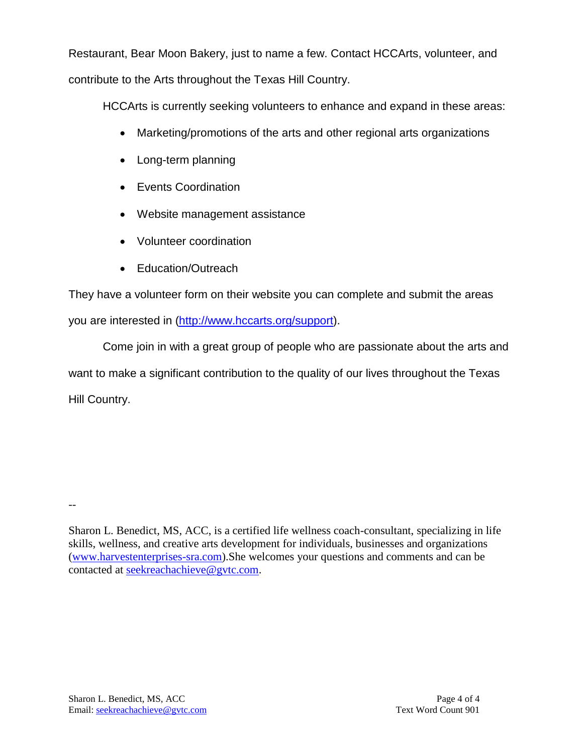Restaurant, Bear Moon Bakery, just to name a few. Contact HCCArts, volunteer, and contribute to the Arts throughout the Texas Hill Country.

HCCArts is currently seeking volunteers to enhance and expand in these areas:

- Marketing/promotions of the arts and other regional arts organizations
- Long-term planning
- Events Coordination
- Website management assistance
- Volunteer coordination
- Education/Outreach

They have a volunteer form on their website you can complete and submit the areas you are interested in (http://www.hccarts.org/support).

Come join in with a great group of people who are passionate about the arts and want to make a significant contribution to the quality of our lives throughout the Texas Hill Country.

--

Sharon L. Benedict, MS, ACC, is a certified life wellness coach-consultant, specializing in life skills, wellness, and creative arts development for individuals, businesses and organizations (www.harvestenterprises-sra.com).She welcomes your questions and comments and can be contacted at seekreachachieve@gvtc.com.

Text Word Count 901